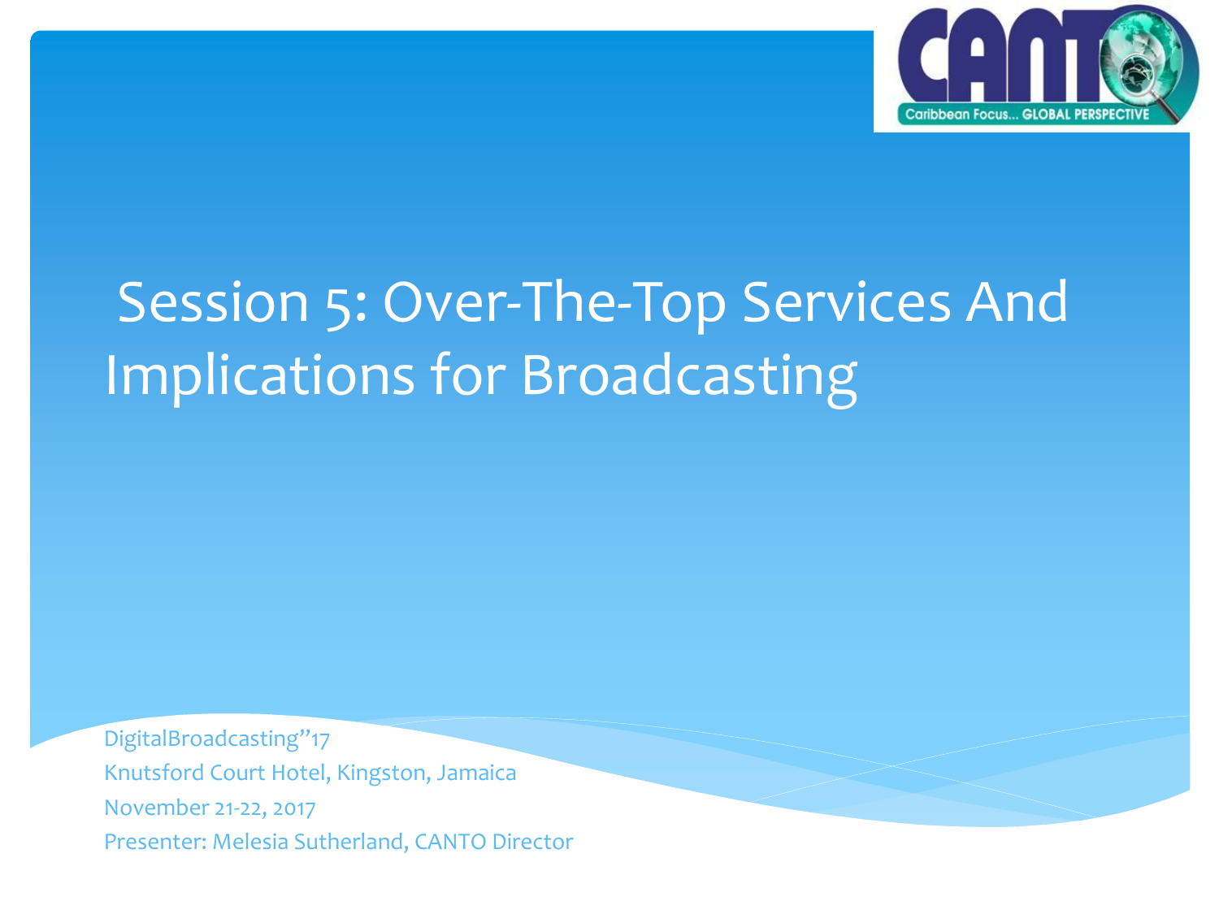# Session 5: Over-The-Top Services And Implications for Broadcasting

DigitalBroadcasting"17
Knutsford Court Hotel, Kingston, Jamaica
November 21-22, 2017
Presenter: Melesia Sutherland, CANTO Director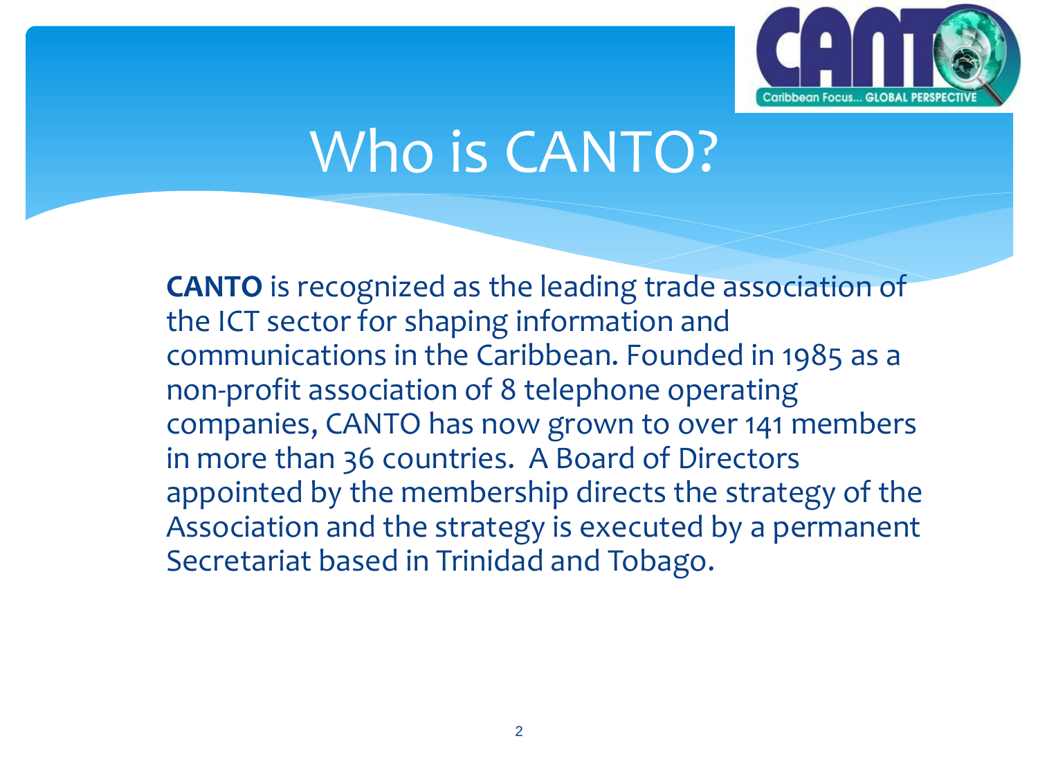# Who is CANTO?

**CANTO** is recognized as the leading trade association of the ICT sector for shaping information and communications in the Caribbean. Founded in 1985 as a non-profit association of 8 telephone operating companies, CANTO has now grown to over 141 members in more than 36 countries. A Board of Directors appointed by the membership directs the strategy of the Association and the strategy is executed by a permanent Secretariat based in Trinidad and Tobago.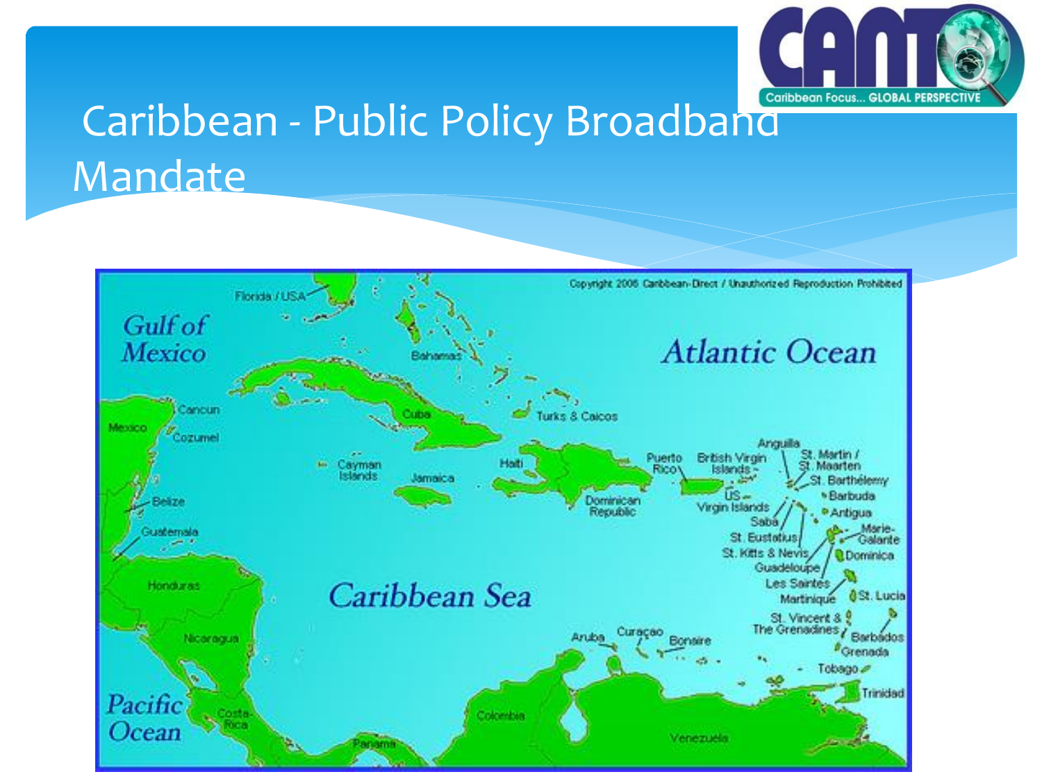# Caribbean - Public Policy Broadband Mandate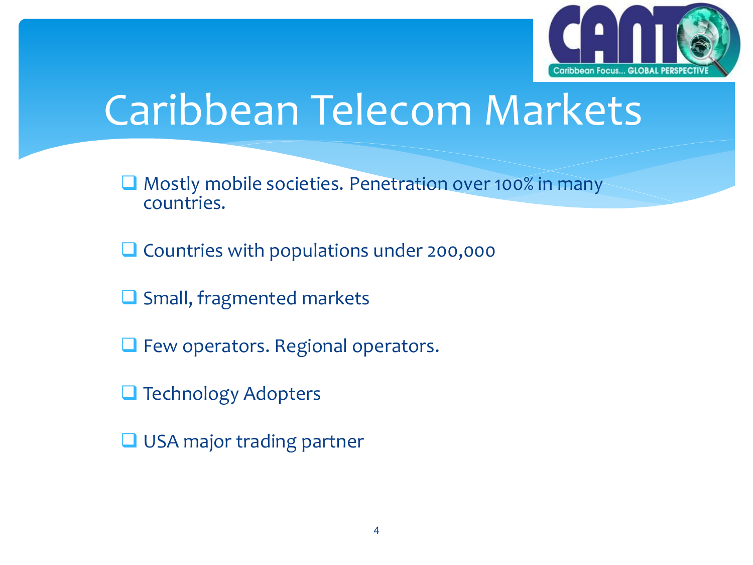# Caribbean Telecom Markets

- Mostly mobile societies. Penetration over 100% in many countries.
- Countries with populations under 200,000
- Small, fragmented markets
- Few operators. Regional operators.
- Technology Adopters
- USA major trading partner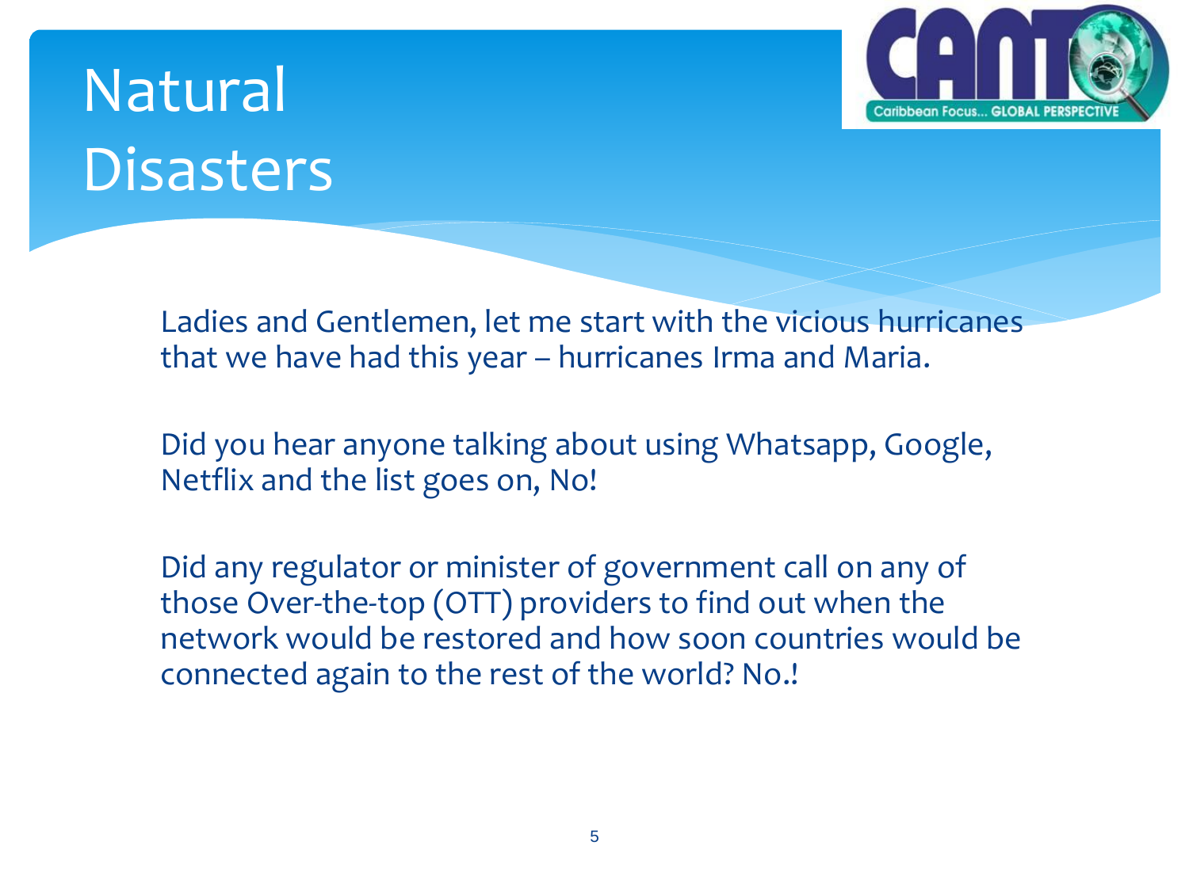# Natural Disasters

Ladies and Gentlemen, let me start with the vicious hurricanes that we have had this year – hurricanes Irma and Maria.

Did you hear anyone talking about using Whatsapp, Google, Netflix and the list goes on, No!

Did any regulator or minister of government call on any of those Over-the-top (OTT) providers to find out when the network would be restored and how soon countries would be connected again to the rest of the world? No.!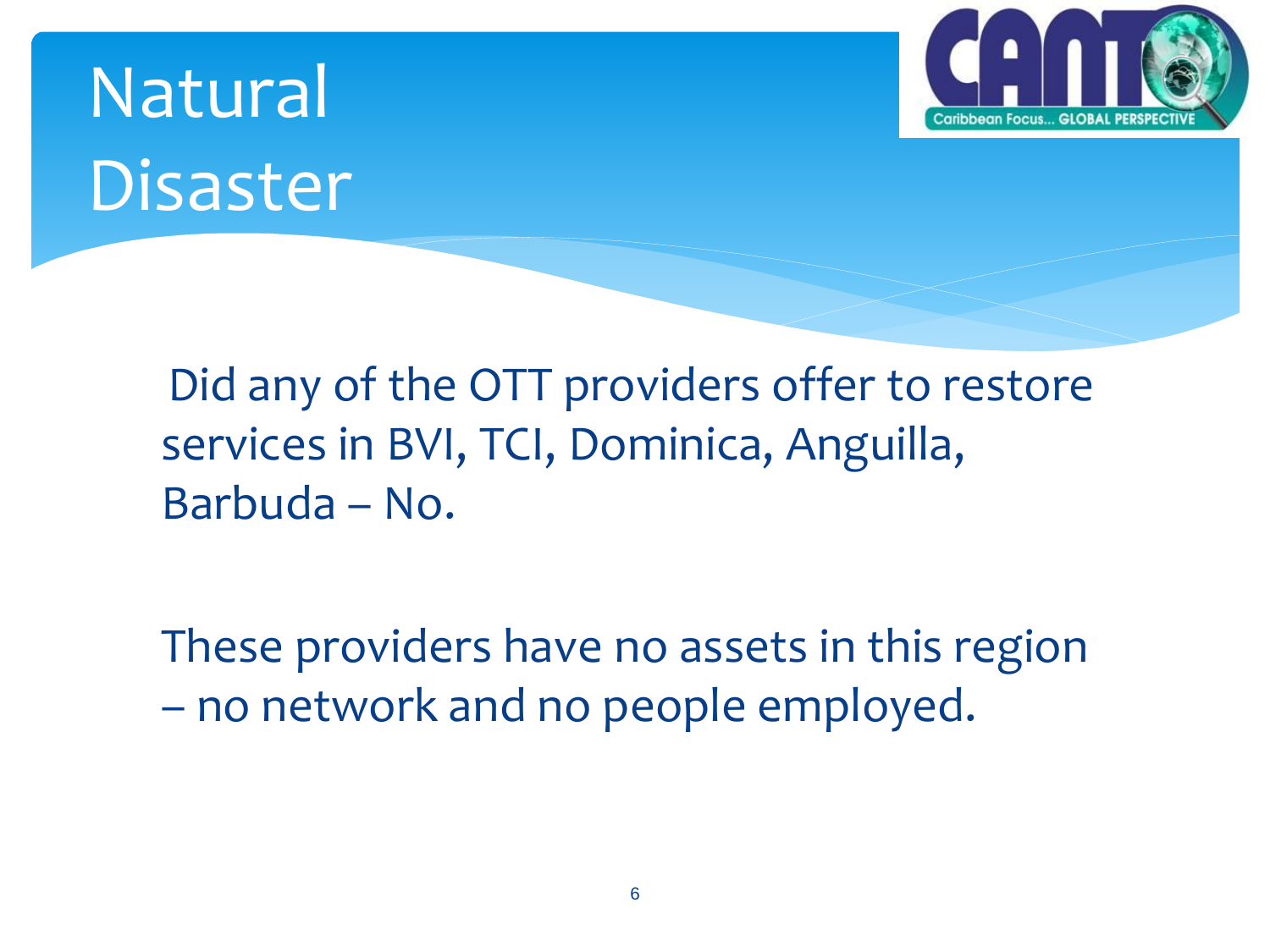# Natural Disaster

Did any of the OTT providers offer to restore services in BVI, TCI, Dominica, Anguilla, Barbuda – No.

These providers have no assets in this region – no network and no people employed.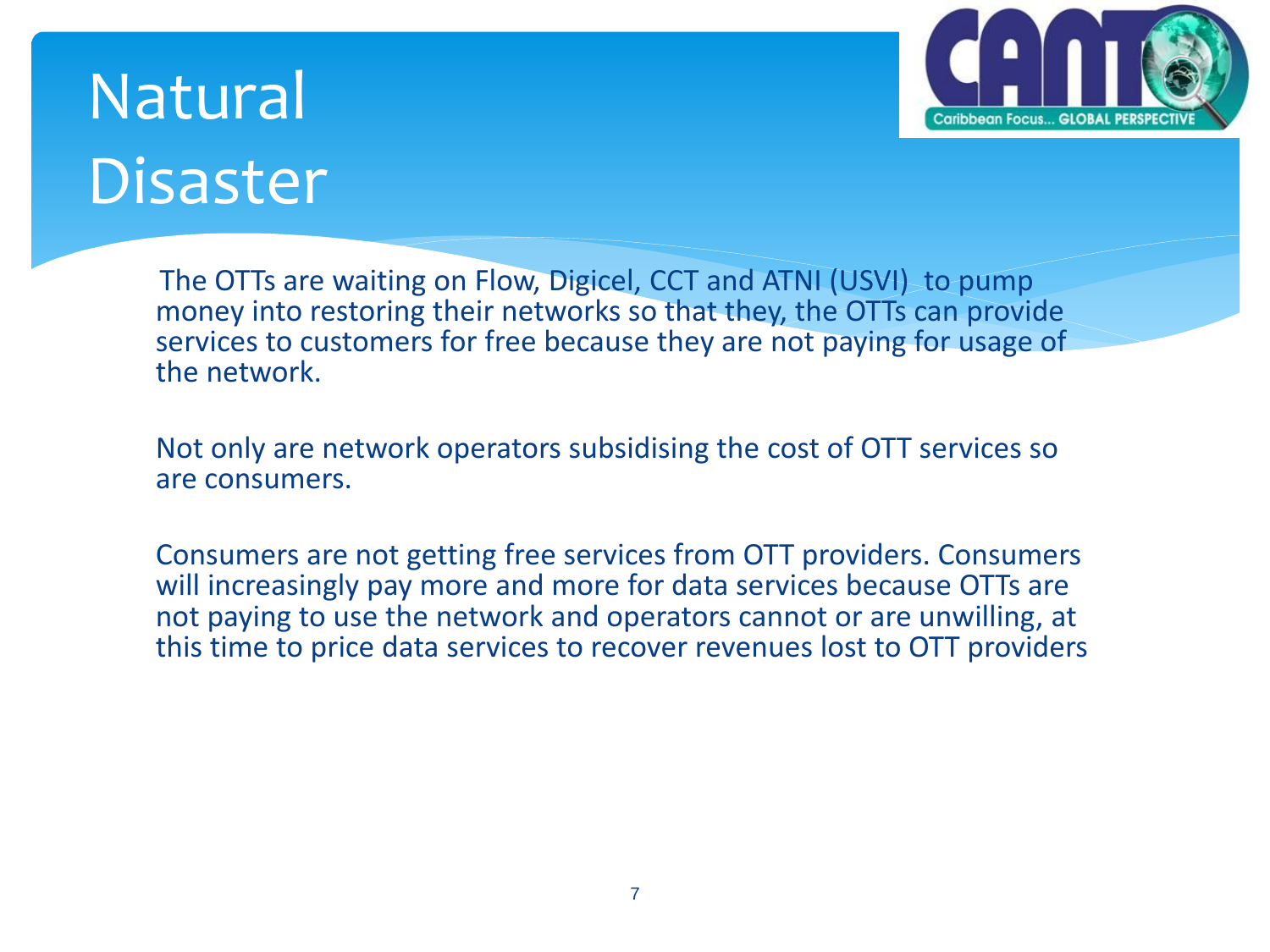# Natural Disaster

The OTTs are waiting on Flow, Digicel, CCT and ATNI (USVI) to pump money into restoring their networks so that they, the OTTs can provide services to customers for free because they are not paying for usage of the network.

Not only are network operators subsidising the cost of OTT services so are consumers.

Consumers are not getting free services from OTT providers. Consumers will increasingly pay more and more for data services because OTTs are not paying to use the network and operators cannot or are unwilling, at this time to price data services to recover revenues lost to OTT providers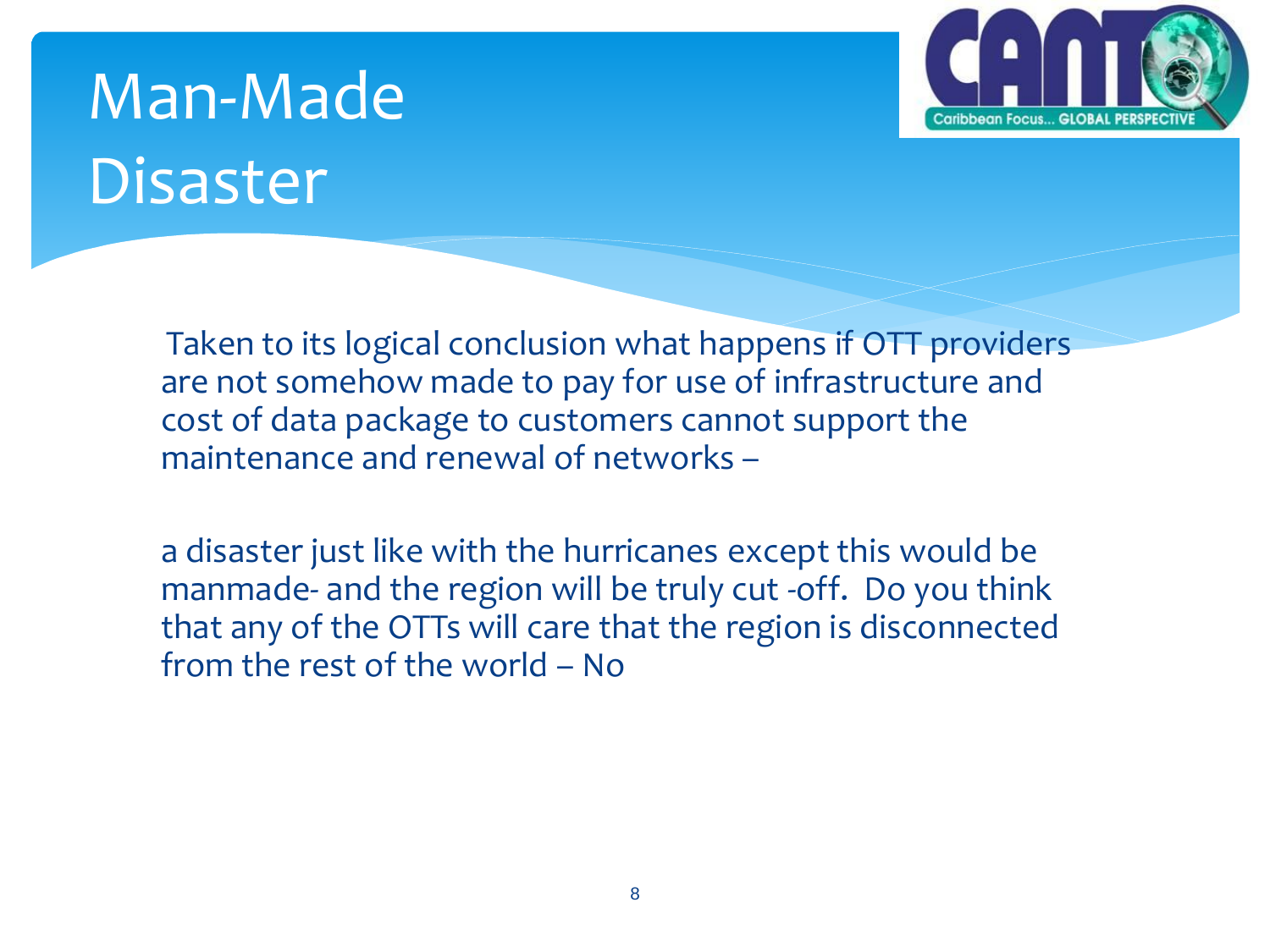# Man-Made Disaster

Taken to its logical conclusion what happens if OTT providers are not somehow made to pay for use of infrastructure and cost of data package to customers cannot support the maintenance and renewal of networks –

a disaster just like with the hurricanes except this would be manmade- and the region will be truly cut -off. Do you think that any of the OTTs will care that the region is disconnected from the rest of the world – No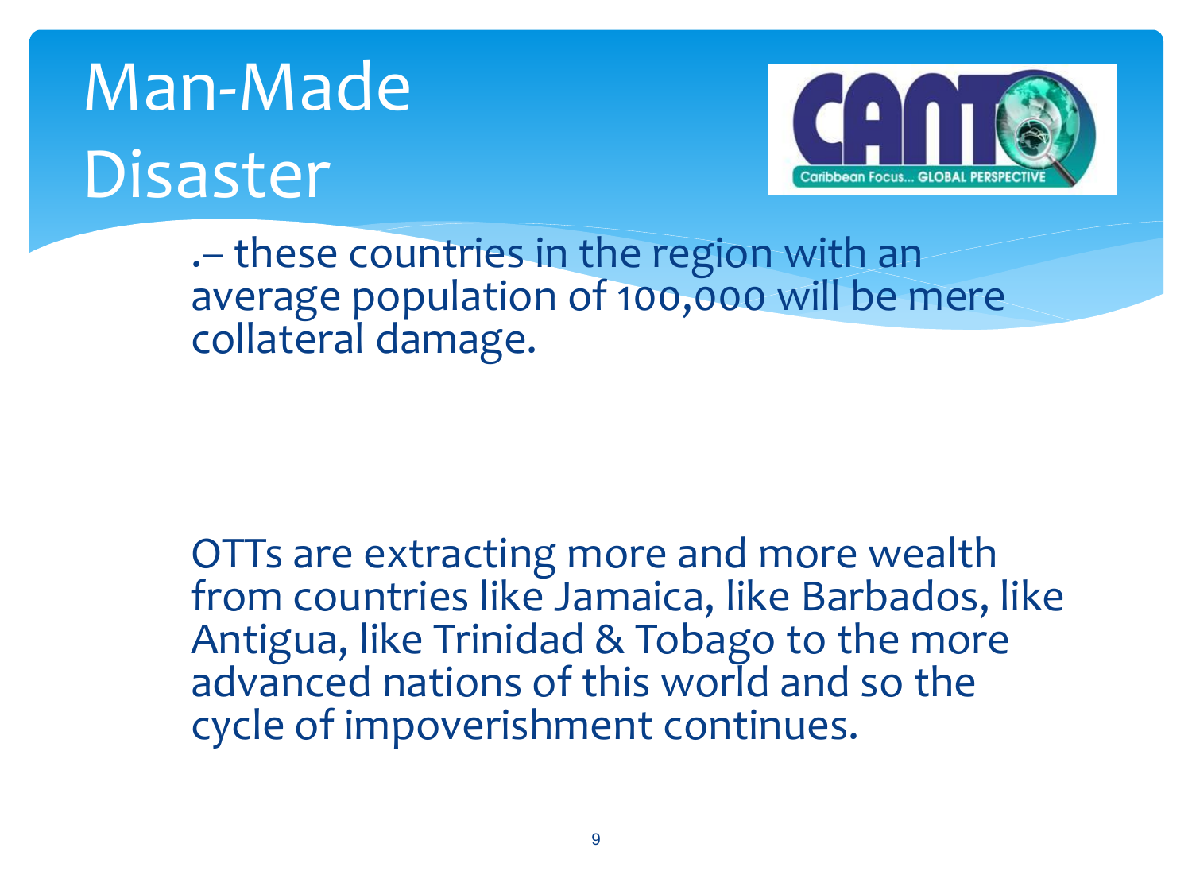# Man-Made Disaster

.– these countries in the region with an average population of 100,000 will be mere collateral damage.

OTTs are extracting more and more wealth from countries like Jamaica, like Barbados, like Antigua, like Trinidad & Tobago to the more advanced nations of this world and so the cycle of impoverishment continues.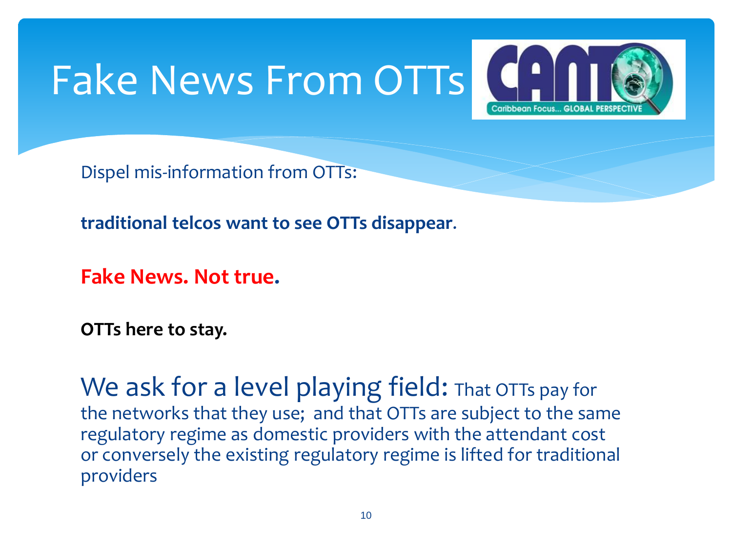# Fake News From OTTs

Dispel mis-information from OTTs:

**traditional telcos want to see OTTs disappear**.

**Fake News. Not true.**

**OTTs here to stay.**

## We ask for a level playing field: That OTTs pay for the networks that they use; and that OTTs are subject to the same regulatory regime as domestic providers with the attendant cost or conversely the existing regulatory regime is lifted for traditional providers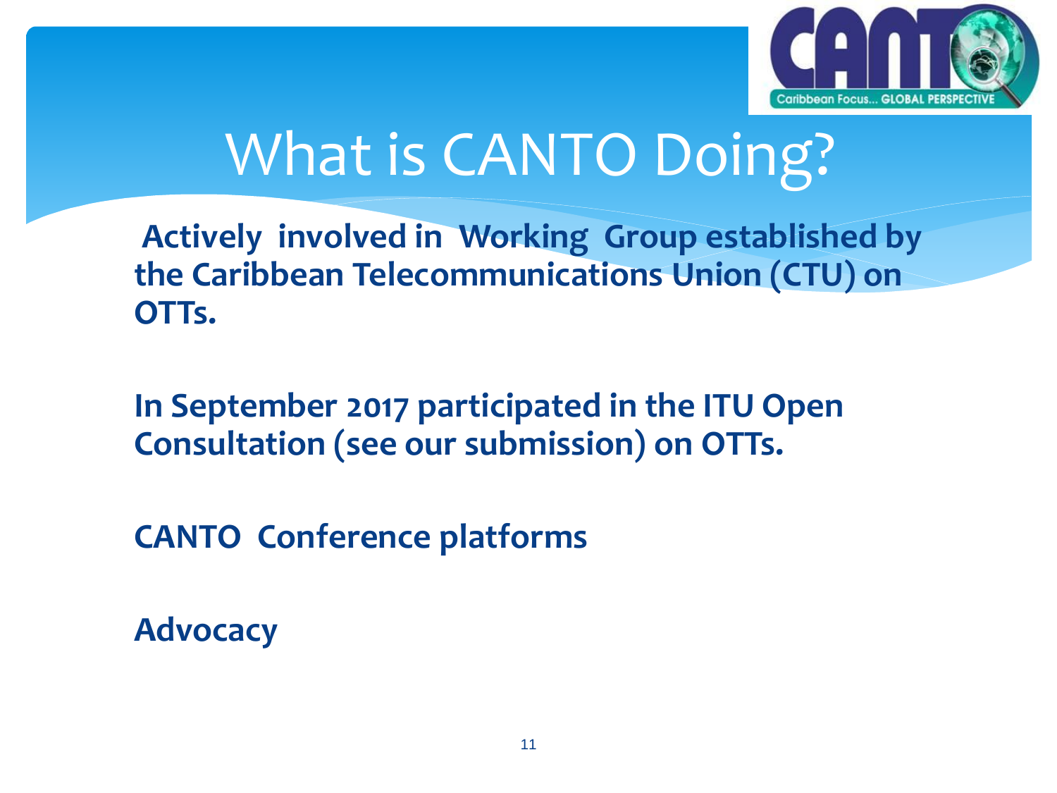# What is CANTO Doing?

**Actively involved in Working Group established by the Caribbean Telecommunications Union (CTU) on OTTs.**

**In September 2017 participated in the ITU Open Consultation (see our submission) on OTTs.**

**CANTO Conference platforms**

**Advocacy**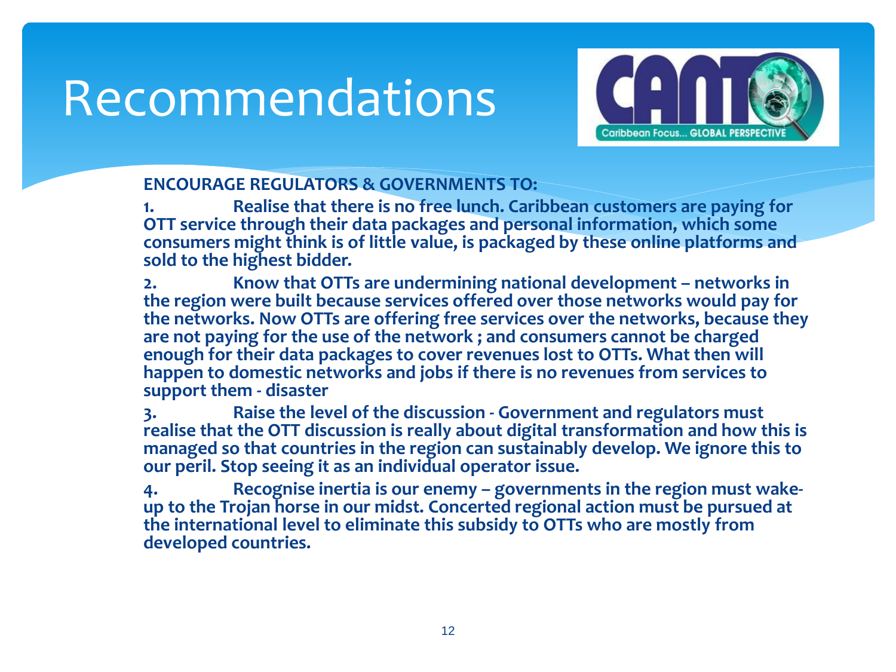# Recommendations

**ENCOURAGE REGULATORS & GOVERNMENTS TO:**

1. **Realise that there is no free lunch. Caribbean customers are paying for OTT service through their data packages and personal information, which some consumers might think is of little value, is packaged by these online platforms and sold to the highest bidder.**

2. **Know that OTTs are undermining national development – networks in the region were built because services offered over those networks would pay for the networks. Now OTTs are offering free services over the networks, because they are not paying for the use of the network ; and consumers cannot be charged enough for their data packages to cover revenues lost to OTTs. What then will happen to domestic networks and jobs if there is no revenues from services to support them - disaster**

3. **Raise the level of the discussion - Government and regulators must realise that the OTT discussion is really about digital transformation and how this is managed so that countries in the region can sustainably develop. We ignore this to our peril. Stop seeing it as an individual operator issue.**

4. **Recognise inertia is our enemy – governments in the region must wake-up to the Trojan horse in our midst. Concerted regional action must be pursued at the international level to eliminate this subsidy to OTTs who are mostly from developed countries.**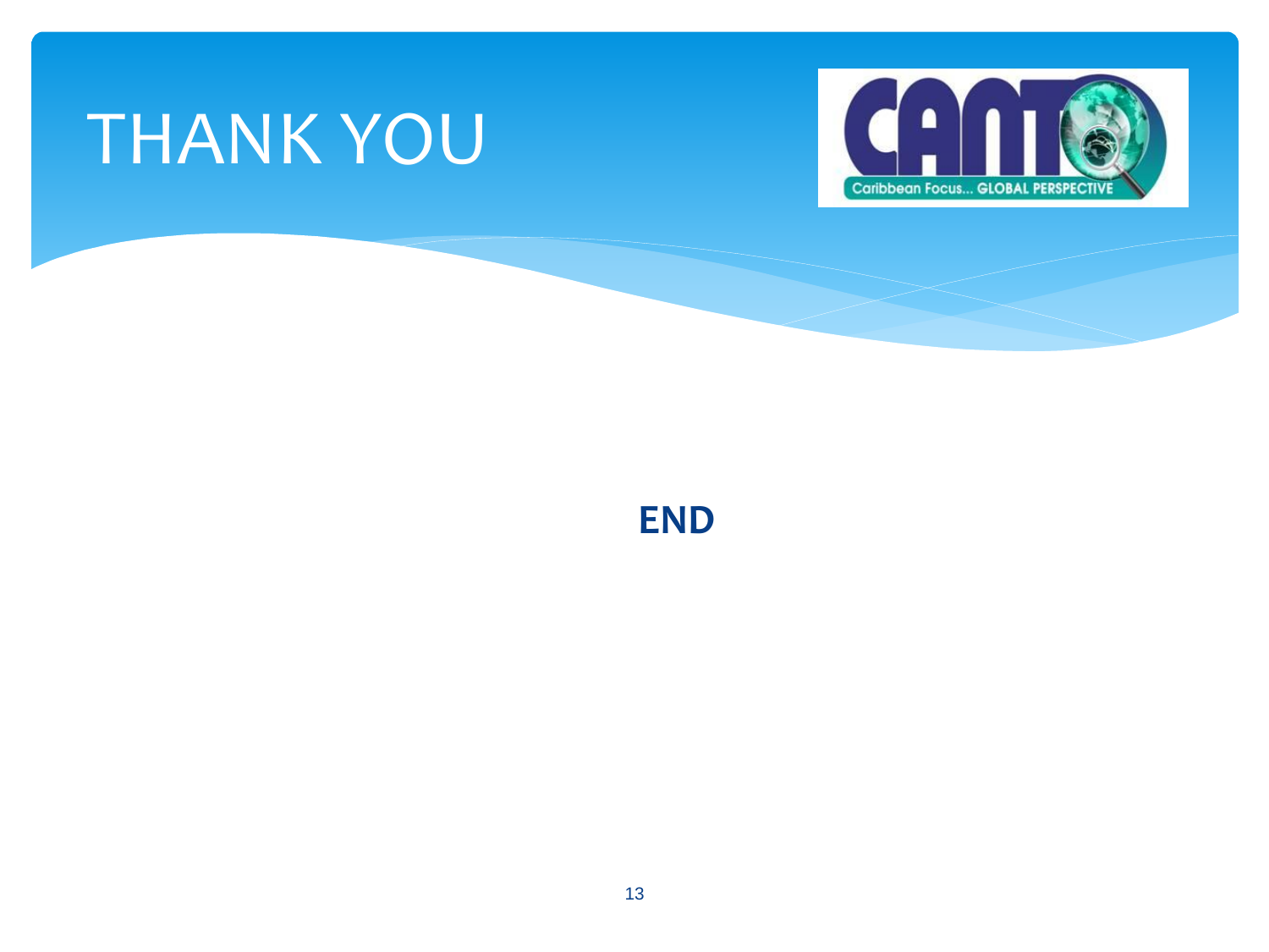# THANK YOU

**END**